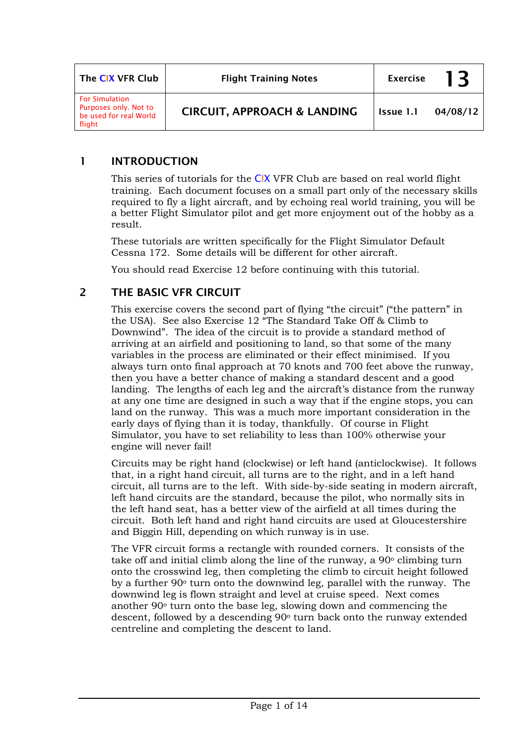| The CIX VFR Club | Flight Training Notes | Exercise | 13 |
| --- | --- | --- | --- |
| For Simulation Purposes only. Not to be used for real World flight | CIRCUIT, APPROACH & LANDING | Issue 1.1 | 04/08/12 |

## 1 INTRODUCTION

This series of tutorials for the CIX VFR Club are based on real world flight training. Each document focuses on a small part only of the necessary skills required to fly a light aircraft, and by echoing real world training, you will be a better Flight Simulator pilot and get more enjoyment out of the hobby as a result.

These tutorials are written specifically for the Flight Simulator Default Cessna 172. Some details will be different for other aircraft.

You should read Exercise 12 before continuing with this tutorial.

## 2 THE BASIC VFR CIRCUIT

This exercise covers the second part of flying "the circuit" ("the pattern" in the USA). See also Exercise 12 "The Standard Take Off & Climb to Downwind". The idea of the circuit is to provide a standard method of arriving at an airfield and positioning to land, so that some of the many variables in the process are eliminated or their effect minimised. If you always turn onto final approach at 70 knots and 700 feet above the runway, then you have a better chance of making a standard descent and a good landing. The lengths of each leg and the aircraft's distance from the runway at any one time are designed in such a way that if the engine stops, you can land on the runway. This was a much more important consideration in the early days of flying than it is today, thankfully. Of course in Flight Simulator, you have to set reliability to less than 100% otherwise your engine will never fail!

Circuits may be right hand (clockwise) or left hand (anticlockwise). It follows that, in a right hand circuit, all turns are to the right, and in a left hand circuit, all turns are to the left. With side-by-side seating in modern aircraft, left hand circuits are the standard, because the pilot, who normally sits in the left hand seat, has a better view of the airfield at all times during the circuit. Both left hand and right hand circuits are used at Gloucestershire and Biggin Hill, depending on which runway is in use.

The VFR circuit forms a rectangle with rounded corners. It consists of the take off and initial climb along the line of the runway, a 90° climbing turn onto the crosswind leg, then completing the climb to circuit height followed by a further 90° turn onto the downwind leg, parallel with the runway. The downwind leg is flown straight and level at cruise speed. Next comes another 90° turn onto the base leg, slowing down and commencing the descent, followed by a descending 90° turn back onto the runway extended centreline and completing the descent to land.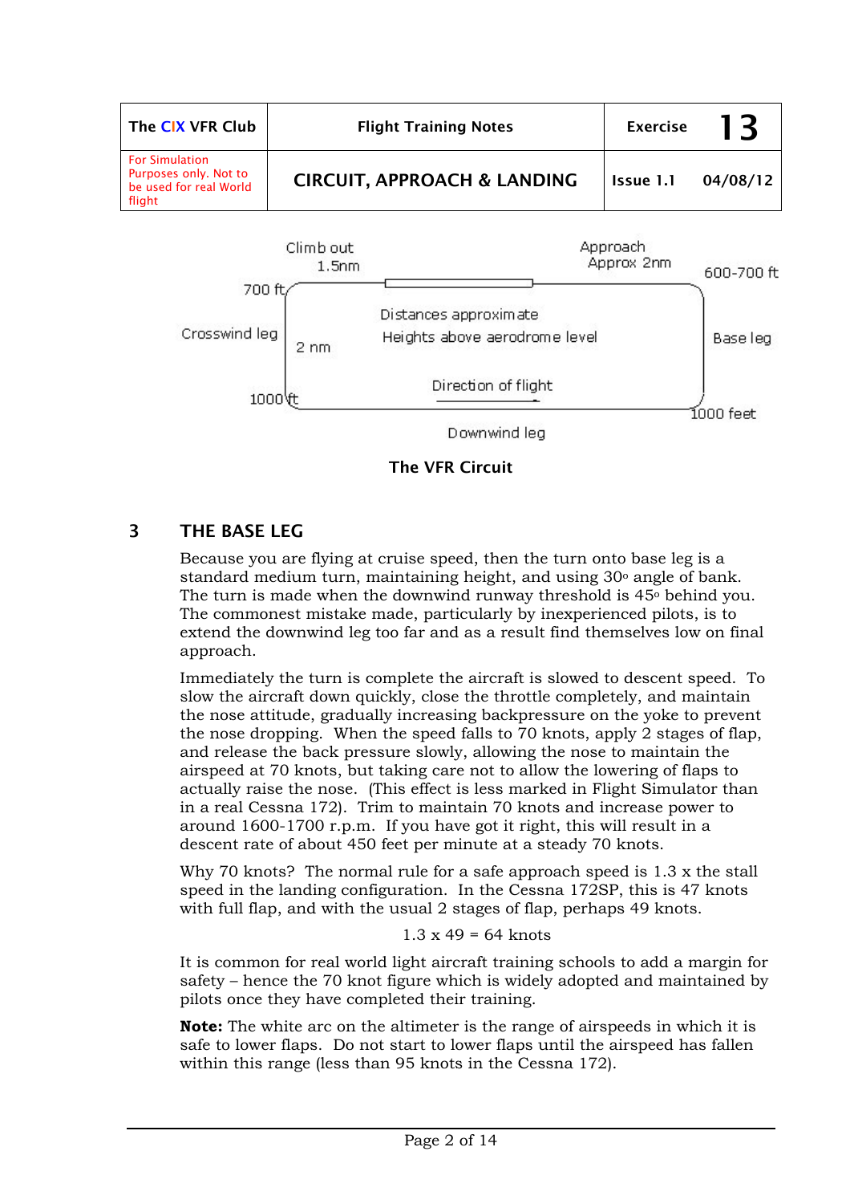| The CIX VFR Club | Flight Training Notes | Exercise 13 |
|---|---|---|
| For Simulation Purposes only. Not to be used for real World flight | CIRCUIT, APPROACH & LANDING | Issue 1.1 04/08/12 |

Climb out 1.5nm

Approach Approx 2nm

700 ft

600-700 ft

Crosswind leg

2 nm

Distances approximate

Heights above aerodrome level

Base leg

Direction of flight

1000 ft

1000 feet

Downwind leg

**The VFR Circuit**

## 3 THE BASE LEG

Because you are flying at cruise speed, then the turn onto base leg is a standard medium turn, maintaining height, and using 30° angle of bank. The turn is made when the downwind runway threshold is 45° behind you. The commonest mistake made, particularly by inexperienced pilots, is to extend the downwind leg too far and as a result find themselves low on final approach.

Immediately the turn is complete the aircraft is slowed to descent speed. To slow the aircraft down quickly, close the throttle completely, and maintain the nose attitude, gradually increasing backpressure on the yoke to prevent the nose dropping. When the speed falls to 70 knots, apply 2 stages of flap, and release the back pressure slowly, allowing the nose to maintain the airspeed at 70 knots, but taking care not to allow the lowering of flaps to actually raise the nose. (This effect is less marked in Flight Simulator than in a real Cessna 172). Trim to maintain 70 knots and increase power to around 1600-1700 r.p.m. If you have got it right, this will result in a descent rate of about 450 feet per minute at a steady 70 knots.

Why 70 knots? The normal rule for a safe approach speed is 1.3 x the stall speed in the landing configuration. In the Cessna 172SP, this is 47 knots with full flap, and with the usual 2 stages of flap, perhaps 49 knots.

$$1.3 \times 49 = 64 \text{ knots}$$

It is common for real world light aircraft training schools to add a margin for safety – hence the 70 knot figure which is widely adopted and maintained by pilots once they have completed their training.

**Note:** The white arc on the altimeter is the range of airspeeds in which it is safe to lower flaps. Do not start to lower flaps until the airspeed has fallen within this range (less than 95 knots in the Cessna 172).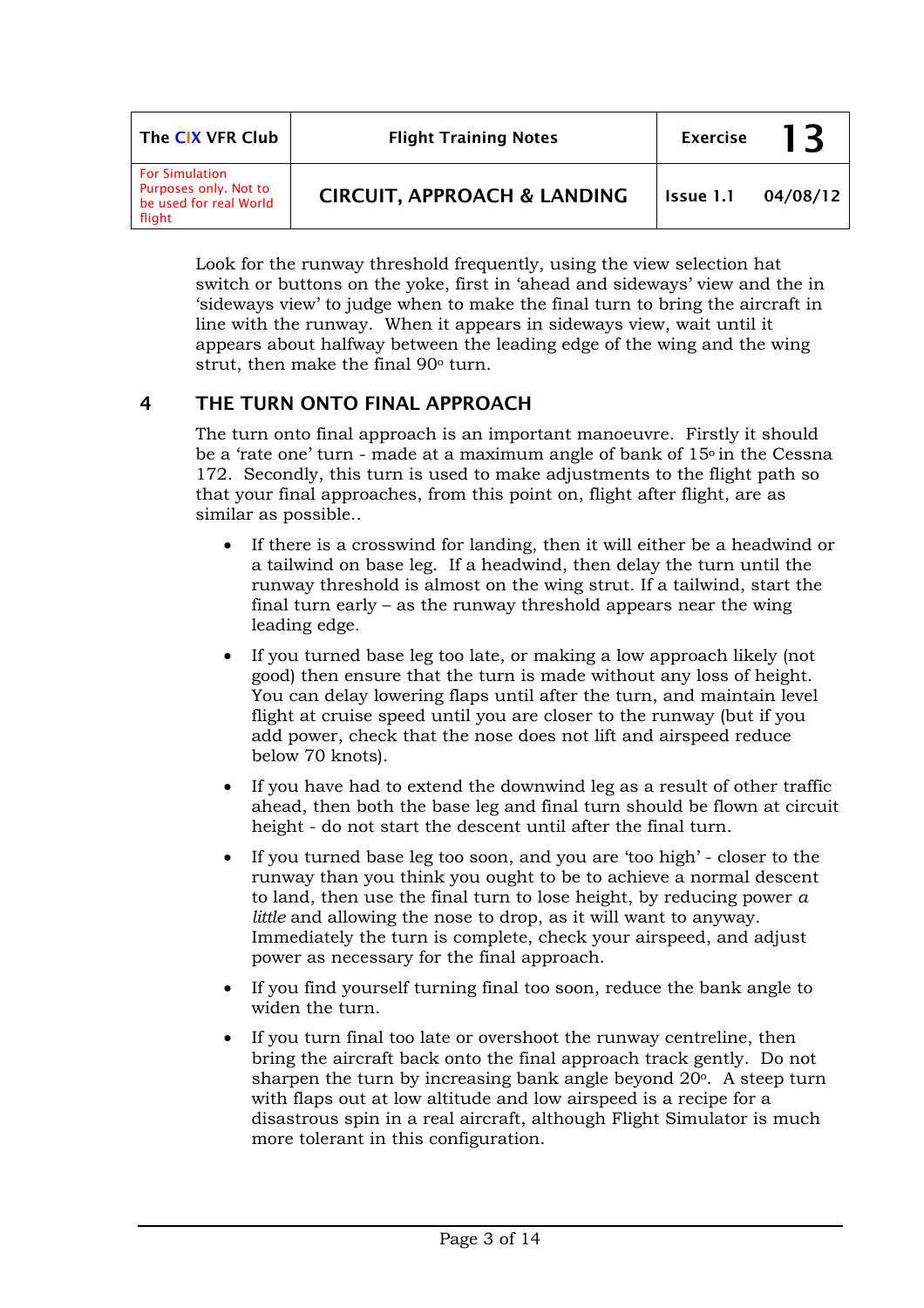Look for the runway threshold frequently, using the view selection hat switch or buttons on the yoke, first in 'ahead and sideways' view and the in 'sideways view' to judge when to make the final turn to bring the aircraft in line with the runway. When it appears in sideways view, wait until it appears about halfway between the leading edge of the wing and the wing strut, then make the final 90º turn.

## 4 THE TURN ONTO FINAL APPROACH

The turn onto final approach is an important manoeuvre. Firstly it should be a 'rate one' turn - made at a maximum angle of bank of 15º in the Cessna 172. Secondly, this turn is used to make adjustments to the flight path so that your final approaches, from this point on, flight after flight, are as similar as possible..

- If there is a crosswind for landing, then it will either be a headwind or a tailwind on base leg. If a headwind, then delay the turn until the runway threshold is almost on the wing strut. If a tailwind, start the final turn early – as the runway threshold appears near the wing leading edge.

- If you turned base leg too late, or making a low approach likely (not good) then ensure that the turn is made without any loss of height. You can delay lowering flaps until after the turn, and maintain level flight at cruise speed until you are closer to the runway (but if you add power, check that the nose does not lift and airspeed reduce below 70 knots).

- If you have had to extend the downwind leg as a result of other traffic ahead, then both the base leg and final turn should be flown at circuit height - do not start the descent until after the final turn.

- If you turned base leg too soon, and you are 'too high' - closer to the runway than you think you ought to be to achieve a normal descent to land, then use the final turn to lose height, by reducing power *a little* and allowing the nose to drop, as it will want to anyway. Immediately the turn is complete, check your airspeed, and adjust power as necessary for the final approach.

- If you find yourself turning final too soon, reduce the bank angle to widen the turn.

- If you turn final too late or overshoot the runway centreline, then bring the aircraft back onto the final approach track gently. Do not sharpen the turn by increasing bank angle beyond 20º. A steep turn with flaps out at low altitude and low airspeed is a recipe for a disastrous spin in a real aircraft, although Flight Simulator is much more tolerant in this configuration.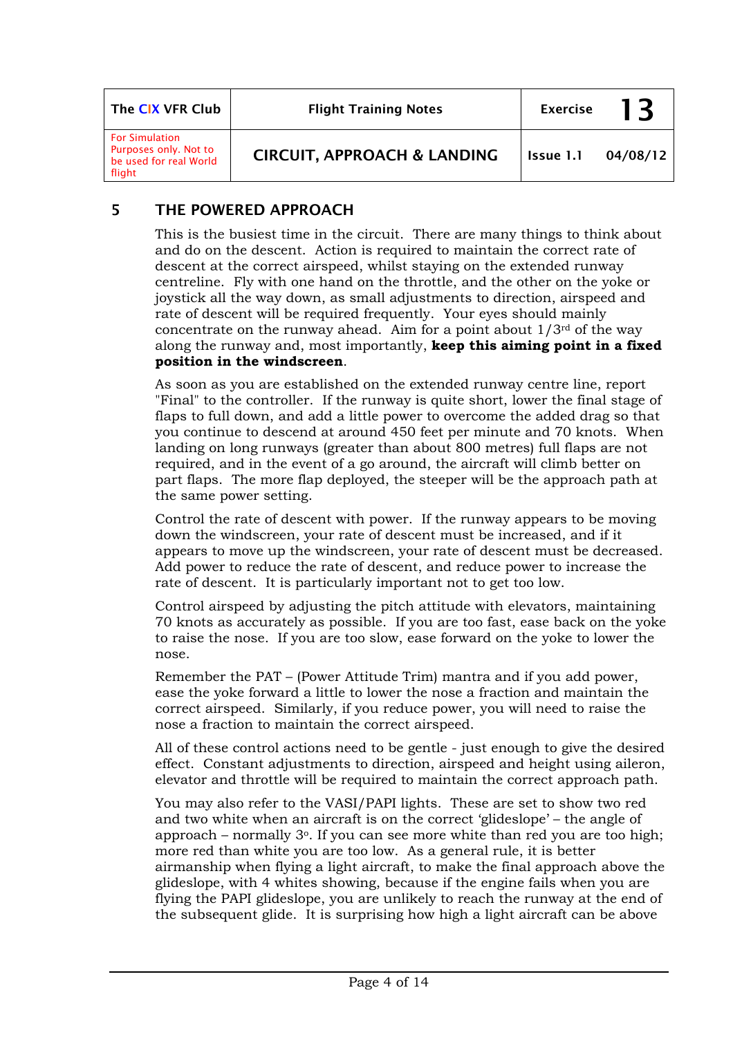## 5 THE POWERED APPROACH

This is the busiest time in the circuit. There are many things to think about and do on the descent. Action is required to maintain the correct rate of descent at the correct airspeed, whilst staying on the extended runway centreline. Fly with one hand on the throttle, and the other on the yoke or joystick all the way down, as small adjustments to direction, airspeed and rate of descent will be required frequently. Your eyes should mainly concentrate on the runway ahead. Aim for a point about 1/3rd of the way along the runway and, most importantly, **keep this aiming point in a fixed position in the windscreen**.

As soon as you are established on the extended runway centre line, report "Final" to the controller. If the runway is quite short, lower the final stage of flaps to full down, and add a little power to overcome the added drag so that you continue to descend at around 450 feet per minute and 70 knots. When landing on long runways (greater than about 800 metres) full flaps are not required, and in the event of a go around, the aircraft will climb better on part flaps. The more flap deployed, the steeper will be the approach path at the same power setting.

Control the rate of descent with power. If the runway appears to be moving down the windscreen, your rate of descent must be increased, and if it appears to move up the windscreen, your rate of descent must be decreased. Add power to reduce the rate of descent, and reduce power to increase the rate of descent. It is particularly important not to get too low.

Control airspeed by adjusting the pitch attitude with elevators, maintaining 70 knots as accurately as possible. If you are too fast, ease back on the yoke to raise the nose. If you are too slow, ease forward on the yoke to lower the nose.

Remember the PAT – (Power Attitude Trim) mantra and if you add power, ease the yoke forward a little to lower the nose a fraction and maintain the correct airspeed. Similarly, if you reduce power, you will need to raise the nose a fraction to maintain the correct airspeed.

All of these control actions need to be gentle - just enough to give the desired effect. Constant adjustments to direction, airspeed and height using aileron, elevator and throttle will be required to maintain the correct approach path.

You may also refer to the VASI/PAPI lights. These are set to show two red and two white when an aircraft is on the correct 'glideslope' – the angle of approach – normally 3°. If you can see more white than red you are too high; more red than white you are too low. As a general rule, it is better airmanship when flying a light aircraft, to make the final approach above the glideslope, with 4 whites showing, because if the engine fails when you are flying the PAPI glideslope, you are unlikely to reach the runway at the end of the subsequent glide. It is surprising how high a light aircraft can be above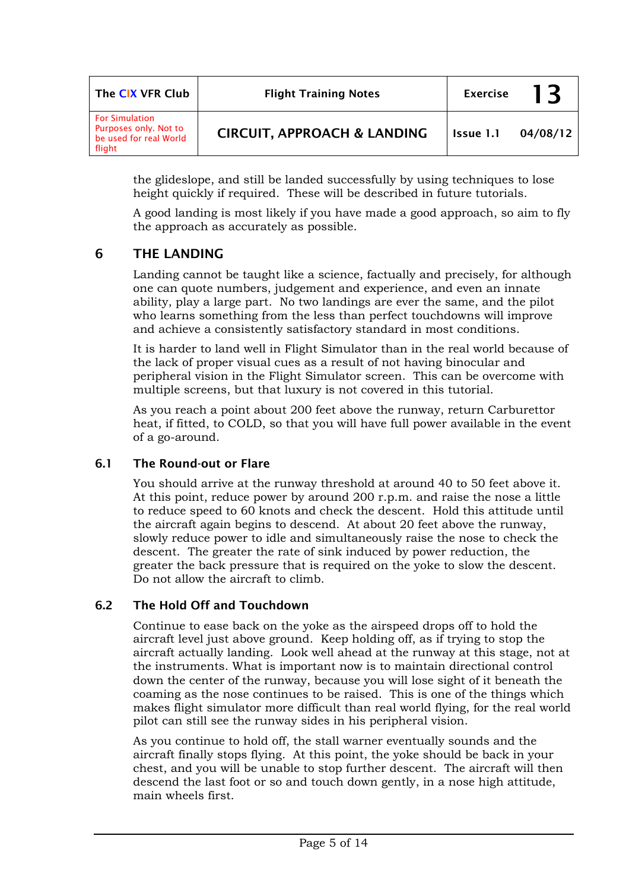the glideslope, and still be landed successfully by using techniques to lose height quickly if required. These will be described in future tutorials.

A good landing is most likely if you have made a good approach, so aim to fly the approach as accurately as possible.

## 6 THE LANDING

Landing cannot be taught like a science, factually and precisely, for although one can quote numbers, judgement and experience, and even an innate ability, play a large part. No two landings are ever the same, and the pilot who learns something from the less than perfect touchdowns will improve and achieve a consistently satisfactory standard in most conditions.

It is harder to land well in Flight Simulator than in the real world because of the lack of proper visual cues as a result of not having binocular and peripheral vision in the Flight Simulator screen. This can be overcome with multiple screens, but that luxury is not covered in this tutorial.

As you reach a point about 200 feet above the runway, return Carburettor heat, if fitted, to COLD, so that you will have full power available in the event of a go-around.

### 6.1 The Round-out or Flare

You should arrive at the runway threshold at around 40 to 50 feet above it. At this point, reduce power by around 200 r.p.m. and raise the nose a little to reduce speed to 60 knots and check the descent. Hold this attitude until the aircraft again begins to descend. At about 20 feet above the runway, slowly reduce power to idle and simultaneously raise the nose to check the descent. The greater the rate of sink induced by power reduction, the greater the back pressure that is required on the yoke to slow the descent. Do not allow the aircraft to climb.

### 6.2 The Hold Off and Touchdown

Continue to ease back on the yoke as the airspeed drops off to hold the aircraft level just above ground. Keep holding off, as if trying to stop the aircraft actually landing. Look well ahead at the runway at this stage, not at the instruments. What is important now is to maintain directional control down the center of the runway, because you will lose sight of it beneath the coaming as the nose continues to be raised. This is one of the things which makes flight simulator more difficult than real world flying, for the real world pilot can still see the runway sides in his peripheral vision.

As you continue to hold off, the stall warner eventually sounds and the aircraft finally stops flying. At this point, the yoke should be back in your chest, and you will be unable to stop further descent. The aircraft will then descend the last foot or so and touch down gently, in a nose high attitude, main wheels first.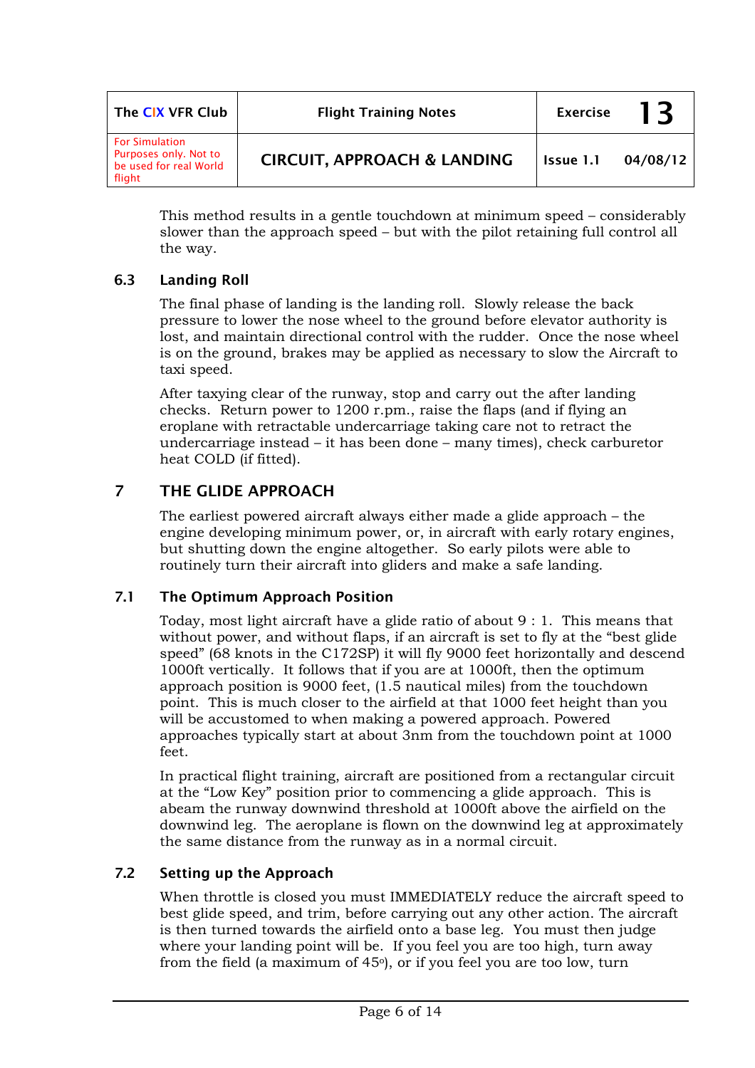This method results in a gentle touchdown at minimum speed – considerably slower than the approach speed – but with the pilot retaining full control all the way.

### 6.3 Landing Roll

The final phase of landing is the landing roll. Slowly release the back pressure to lower the nose wheel to the ground before elevator authority is lost, and maintain directional control with the rudder. Once the nose wheel is on the ground, brakes may be applied as necessary to slow the Aircraft to taxi speed.

After taxying clear of the runway, stop and carry out the after landing checks. Return power to 1200 r.pm., raise the flaps (and if flying an eroplane with retractable undercarriage taking care not to retract the undercarriage instead – it has been done – many times), check carburetor heat COLD (if fitted).

## 7 THE GLIDE APPROACH

The earliest powered aircraft always either made a glide approach – the engine developing minimum power, or, in aircraft with early rotary engines, but shutting down the engine altogether. So early pilots were able to routinely turn their aircraft into gliders and make a safe landing.

### 7.1 The Optimum Approach Position

Today, most light aircraft have a glide ratio of about 9 : 1. This means that without power, and without flaps, if an aircraft is set to fly at the "best glide speed" (68 knots in the C172SP) it will fly 9000 feet horizontally and descend 1000ft vertically. It follows that if you are at 1000ft, then the optimum approach position is 9000 feet, (1.5 nautical miles) from the touchdown point. This is much closer to the airfield at that 1000 feet height than you will be accustomed to when making a powered approach. Powered approaches typically start at about 3nm from the touchdown point at 1000 feet.

In practical flight training, aircraft are positioned from a rectangular circuit at the "Low Key" position prior to commencing a glide approach. This is abeam the runway downwind threshold at 1000ft above the airfield on the downwind leg. The aeroplane is flown on the downwind leg at approximately the same distance from the runway as in a normal circuit.

### 7.2 Setting up the Approach

When throttle is closed you must IMMEDIATELY reduce the aircraft speed to best glide speed, and trim, before carrying out any other action. The aircraft is then turned towards the airfield onto a base leg. You must then judge where your landing point will be. If you feel you are too high, turn away from the field (a maximum of 45°), or if you feel you are too low, turn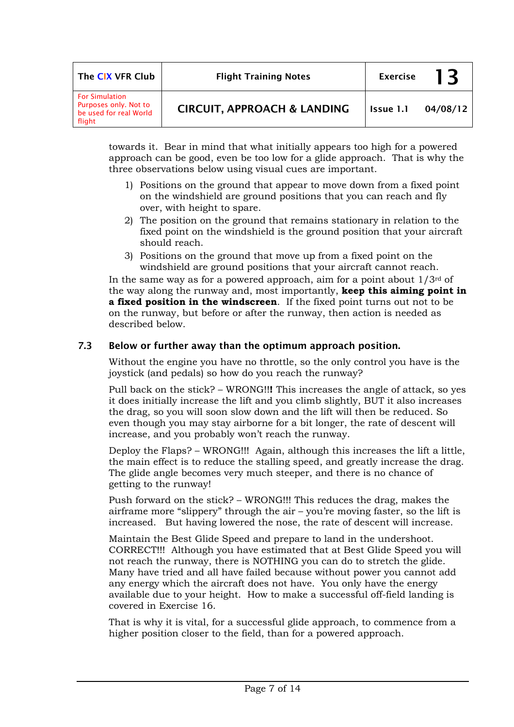towards it. Bear in mind that what initially appears too high for a powered approach can be good, even be too low for a glide approach. That is why the three observations below using visual cues are important.

1) Positions on the ground that appear to move down from a fixed point on the windshield are ground positions that you can reach and fly over, with height to spare.
2) The position on the ground that remains stationary in relation to the fixed point on the windshield is the ground position that your aircraft should reach.
3) Positions on the ground that move up from a fixed point on the windshield are ground positions that your aircraft cannot reach.

In the same way as for a powered approach, aim for a point about 1/3rd of the way along the runway and, most importantly, **keep this aiming point in a fixed position in the windscreen**. If the fixed point turns out not to be on the runway, but before or after the runway, then action is needed as described below.

### 7.3 Below or further away than the optimum approach position.

Without the engine you have no throttle, so the only control you have is the joystick (and pedals) so how do you reach the runway?

Pull back on the stick? – WRONG!!**!** This increases the angle of attack, so yes it does initially increase the lift and you climb slightly, BUT it also increases the drag, so you will soon slow down and the lift will then be reduced. So even though you may stay airborne for a bit longer, the rate of descent will increase, and you probably won't reach the runway.

Deploy the Flaps? – WRONG!!! Again, although this increases the lift a little, the main effect is to reduce the stalling speed, and greatly increase the drag. The glide angle becomes very much steeper, and there is no chance of getting to the runway!

Push forward on the stick? – WRONG!!! This reduces the drag, makes the airframe more "slippery" through the air – you're moving faster, so the lift is increased. But having lowered the nose, the rate of descent will increase.

Maintain the Best Glide Speed and prepare to land in the undershoot. CORRECT!!! Although you have estimated that at Best Glide Speed you will not reach the runway, there is NOTHING you can do to stretch the glide. Many have tried and all have failed because without power you cannot add any energy which the aircraft does not have. You only have the energy available due to your height. How to make a successful off-field landing is covered in Exercise 16.

That is why it is vital, for a successful glide approach, to commence from a higher position closer to the field, than for a powered approach.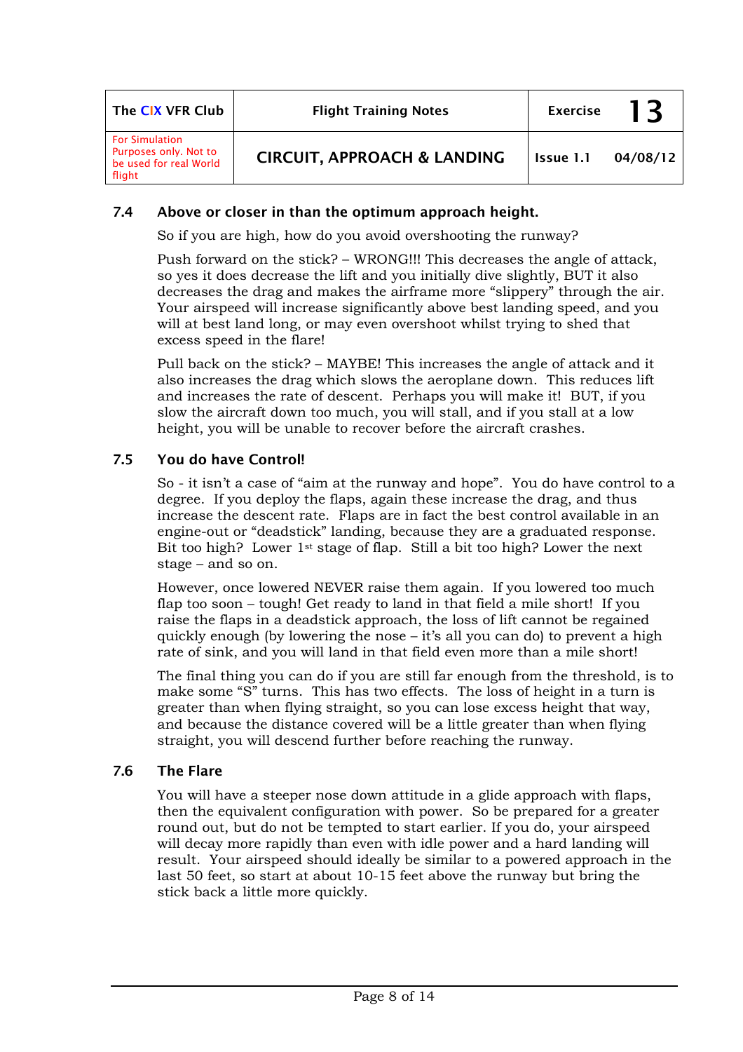### 7.4 Above or closer in than the optimum approach height.

So if you are high, how do you avoid overshooting the runway?

Push forward on the stick? – WRONG!!! This decreases the angle of attack, so yes it does decrease the lift and you initially dive slightly, BUT it also decreases the drag and makes the airframe more "slippery" through the air. Your airspeed will increase significantly above best landing speed, and you will at best land long, or may even overshoot whilst trying to shed that excess speed in the flare!

Pull back on the stick? – MAYBE! This increases the angle of attack and it also increases the drag which slows the aeroplane down. This reduces lift and increases the rate of descent. Perhaps you will make it! BUT, if you slow the aircraft down too much, you will stall, and if you stall at a low height, you will be unable to recover before the aircraft crashes.

### 7.5 You do have Control!

So - it isn't a case of "aim at the runway and hope". You do have control to a degree. If you deploy the flaps, again these increase the drag, and thus increase the descent rate. Flaps are in fact the best control available in an engine-out or "deadstick" landing, because they are a graduated response. Bit too high? Lower 1st stage of flap. Still a bit too high? Lower the next stage – and so on.

However, once lowered NEVER raise them again. If you lowered too much flap too soon – tough! Get ready to land in that field a mile short! If you raise the flaps in a deadstick approach, the loss of lift cannot be regained quickly enough (by lowering the nose – it's all you can do) to prevent a high rate of sink, and you will land in that field even more than a mile short!

The final thing you can do if you are still far enough from the threshold, is to make some "S" turns. This has two effects. The loss of height in a turn is greater than when flying straight, so you can lose excess height that way, and because the distance covered will be a little greater than when flying straight, you will descend further before reaching the runway.

### 7.6 The Flare

You will have a steeper nose down attitude in a glide approach with flaps, then the equivalent configuration with power. So be prepared for a greater round out, but do not be tempted to start earlier. If you do, your airspeed will decay more rapidly than even with idle power and a hard landing will result. Your airspeed should ideally be similar to a powered approach in the last 50 feet, so start at about 10-15 feet above the runway but bring the stick back a little more quickly.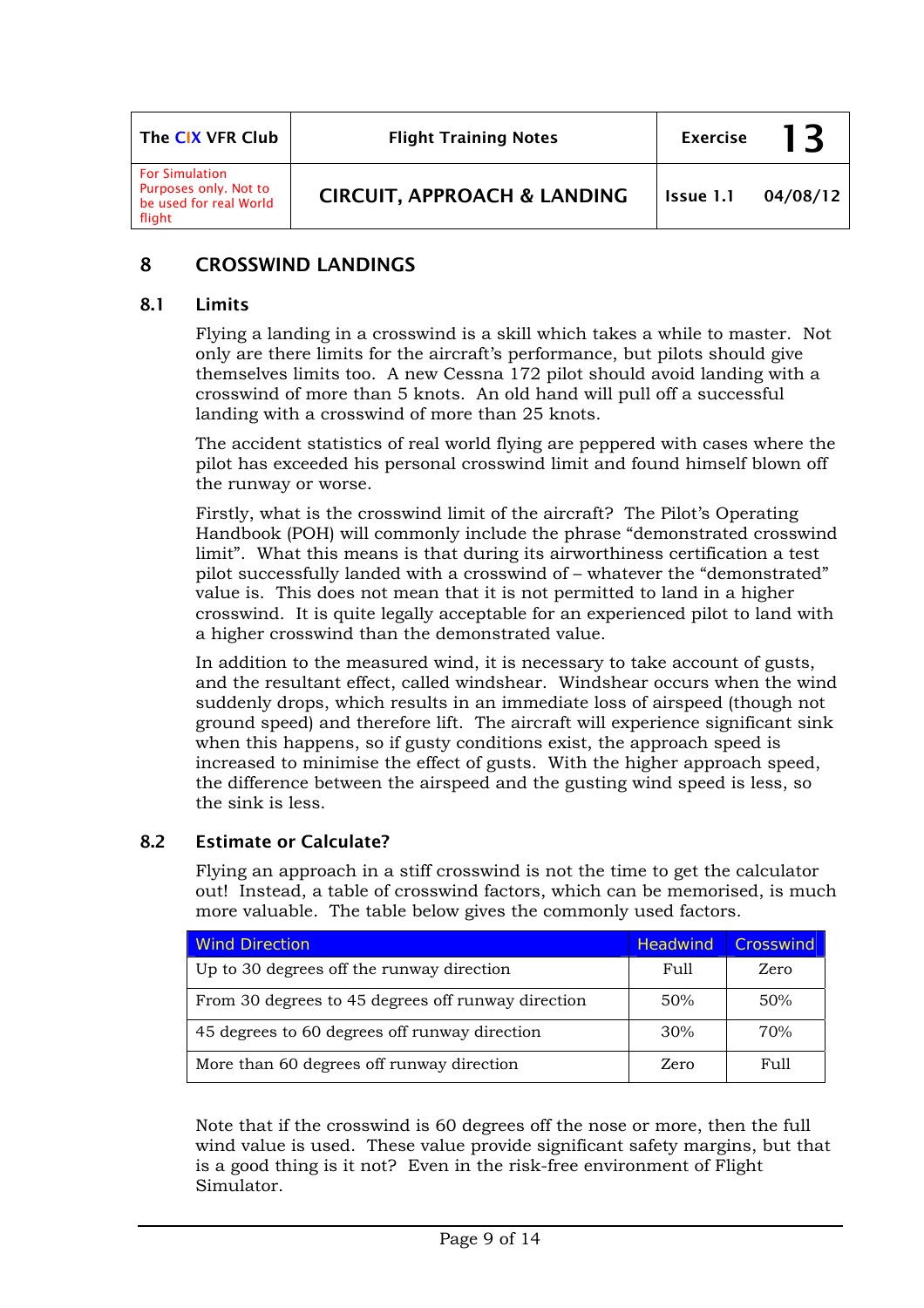## 8 CROSSWIND LANDINGS

### 8.1 Limits

Flying a landing in a crosswind is a skill which takes a while to master. Not only are there limits for the aircraft's performance, but pilots should give themselves limits too. A new Cessna 172 pilot should avoid landing with a crosswind of more than 5 knots. An old hand will pull off a successful landing with a crosswind of more than 25 knots.

The accident statistics of real world flying are peppered with cases where the pilot has exceeded his personal crosswind limit and found himself blown off the runway or worse.

Firstly, what is the crosswind limit of the aircraft? The Pilot's Operating Handbook (POH) will commonly include the phrase "demonstrated crosswind limit". What this means is that during its airworthiness certification a test pilot successfully landed with a crosswind of – whatever the "demonstrated" value is. This does not mean that it is not permitted to land in a higher crosswind. It is quite legally acceptable for an experienced pilot to land with a higher crosswind than the demonstrated value.

In addition to the measured wind, it is necessary to take account of gusts, and the resultant effect, called windshear. Windshear occurs when the wind suddenly drops, which results in an immediate loss of airspeed (though not ground speed) and therefore lift. The aircraft will experience significant sink when this happens, so if gusty conditions exist, the approach speed is increased to minimise the effect of gusts. With the higher approach speed, the difference between the airspeed and the gusting wind speed is less, so the sink is less.

### 8.2 Estimate or Calculate?

Flying an approach in a stiff crosswind is not the time to get the calculator out! Instead, a table of crosswind factors, which can be memorised, is much more valuable. The table below gives the commonly used factors.

| Wind Direction | Headwind | Crosswind |
|---|---|---|
| Up to 30 degrees off the runway direction | Full | Zero |
| From 30 degrees to 45 degrees off runway direction | 50% | 50% |
| 45 degrees to 60 degrees off runway direction | 30% | 70% |
| More than 60 degrees off runway direction | Zero | Full |

Note that if the crosswind is 60 degrees off the nose or more, then the full wind value is used. These value provide significant safety margins, but that is a good thing is it not? Even in the risk-free environment of Flight Simulator.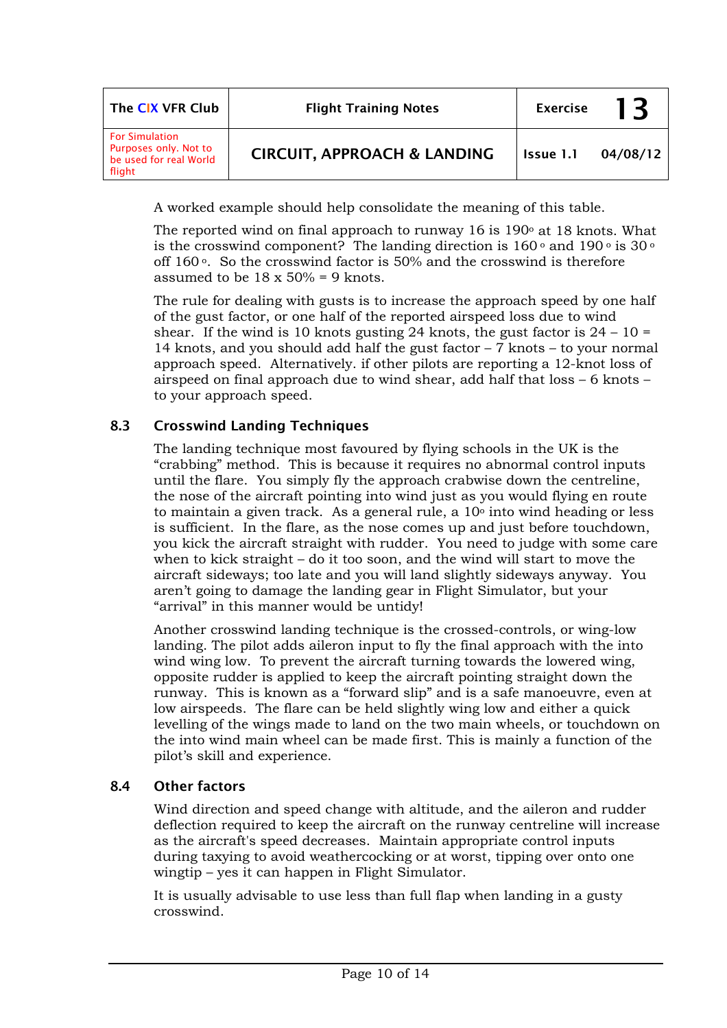A worked example should help consolidate the meaning of this table.

The reported wind on final approach to runway 16 is 190° at 18 knots. What is the crosswind component? The landing direction is 160° and 190° is 30° off 160°. So the crosswind factor is 50% and the crosswind is therefore assumed to be 18 x 50% = 9 knots.

The rule for dealing with gusts is to increase the approach speed by one half of the gust factor, or one half of the reported airspeed loss due to wind shear. If the wind is 10 knots gusting 24 knots, the gust factor is 24 – 10 = 14 knots, and you should add half the gust factor – 7 knots – to your normal approach speed. Alternatively. if other pilots are reporting a 12-knot loss of airspeed on final approach due to wind shear, add half that loss – 6 knots – to your approach speed.

## 8.3 Crosswind Landing Techniques

The landing technique most favoured by flying schools in the UK is the "crabbing" method. This is because it requires no abnormal control inputs until the flare. You simply fly the approach crabwise down the centreline, the nose of the aircraft pointing into wind just as you would flying en route to maintain a given track. As a general rule, a 10° into wind heading or less is sufficient. In the flare, as the nose comes up and just before touchdown, you kick the aircraft straight with rudder. You need to judge with some care when to kick straight – do it too soon, and the wind will start to move the aircraft sideways; too late and you will land slightly sideways anyway. You aren't going to damage the landing gear in Flight Simulator, but your "arrival" in this manner would be untidy!

Another crosswind landing technique is the crossed-controls, or wing-low landing. The pilot adds aileron input to fly the final approach with the into wind wing low. To prevent the aircraft turning towards the lowered wing, opposite rudder is applied to keep the aircraft pointing straight down the runway. This is known as a "forward slip" and is a safe manoeuvre, even at low airspeeds. The flare can be held slightly wing low and either a quick levelling of the wings made to land on the two main wheels, or touchdown on the into wind main wheel can be made first. This is mainly a function of the pilot's skill and experience.

## 8.4 Other factors

Wind direction and speed change with altitude, and the aileron and rudder deflection required to keep the aircraft on the runway centreline will increase as the aircraft's speed decreases. Maintain appropriate control inputs during taxying to avoid weathercocking or at worst, tipping over onto one wingtip – yes it can happen in Flight Simulator.

It is usually advisable to use less than full flap when landing in a gusty crosswind.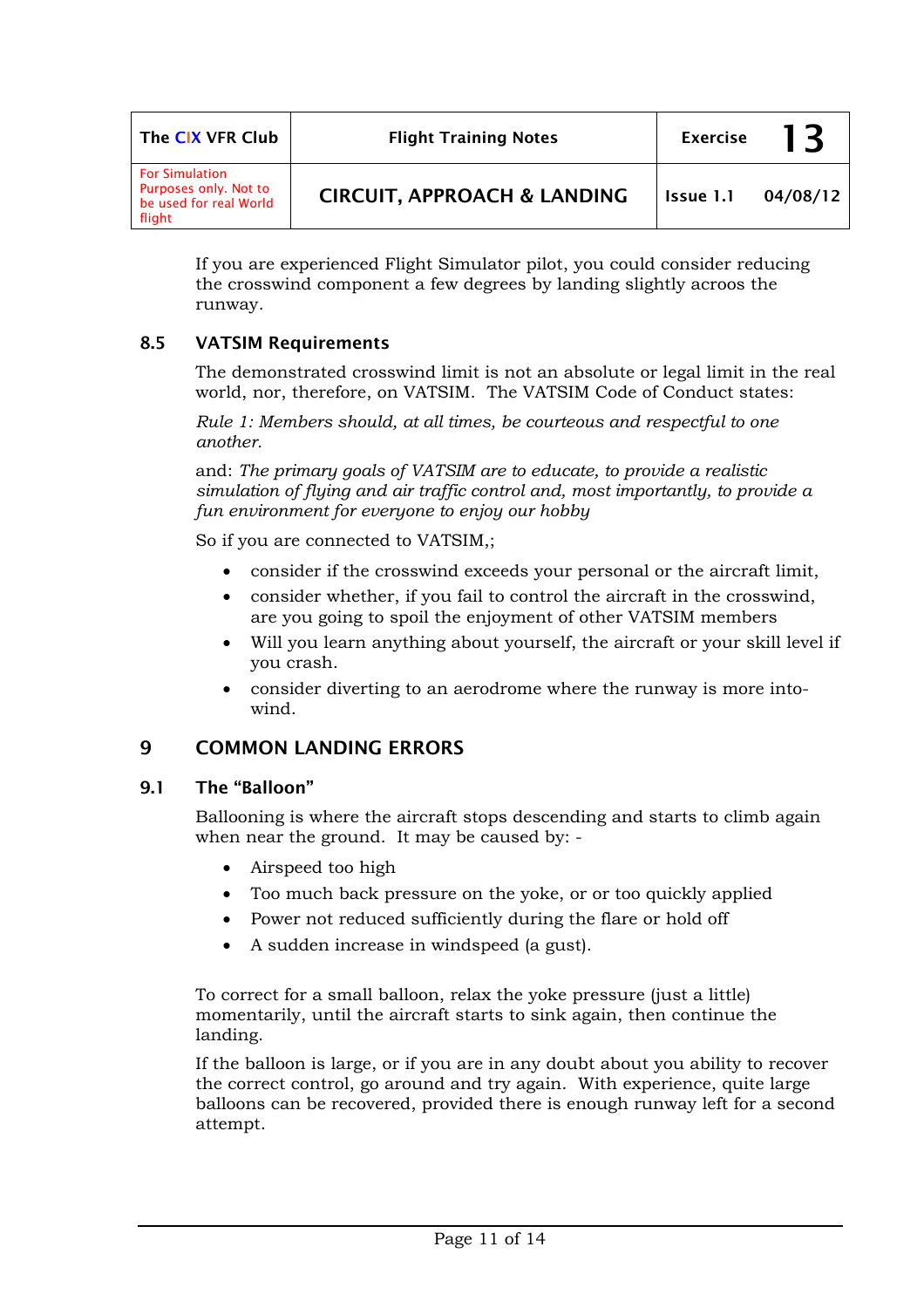If you are experienced Flight Simulator pilot, you could consider reducing the crosswind component a few degrees by landing slightly acroos the runway.

### 8.5 VATSIM Requirements

The demonstrated crosswind limit is not an absolute or legal limit in the real world, nor, therefore, on VATSIM. The VATSIM Code of Conduct states:

*Rule 1: Members should, at all times, be courteous and respectful to one another.*

and: *The primary goals of VATSIM are to educate, to provide a realistic simulation of flying and air traffic control and, most importantly, to provide a fun environment for everyone to enjoy our hobby*

So if you are connected to VATSIM,;

- consider if the crosswind exceeds your personal or the aircraft limit,
- consider whether, if you fail to control the aircraft in the crosswind, are you going to spoil the enjoyment of other VATSIM members
- Will you learn anything about yourself, the aircraft or your skill level if you crash.
- consider diverting to an aerodrome where the runway is more into-wind.

## 9 COMMON LANDING ERRORS

### 9.1 The "Balloon"

Ballooning is where the aircraft stops descending and starts to climb again when near the ground. It may be caused by: -

- Airspeed too high
- Too much back pressure on the yoke, or or too quickly applied
- Power not reduced sufficiently during the flare or hold off
- A sudden increase in windspeed (a gust).

To correct for a small balloon, relax the yoke pressure (just a little) momentarily, until the aircraft starts to sink again, then continue the landing.

If the balloon is large, or if you are in any doubt about you ability to recover the correct control, go around and try again. With experience, quite large balloons can be recovered, provided there is enough runway left for a second attempt.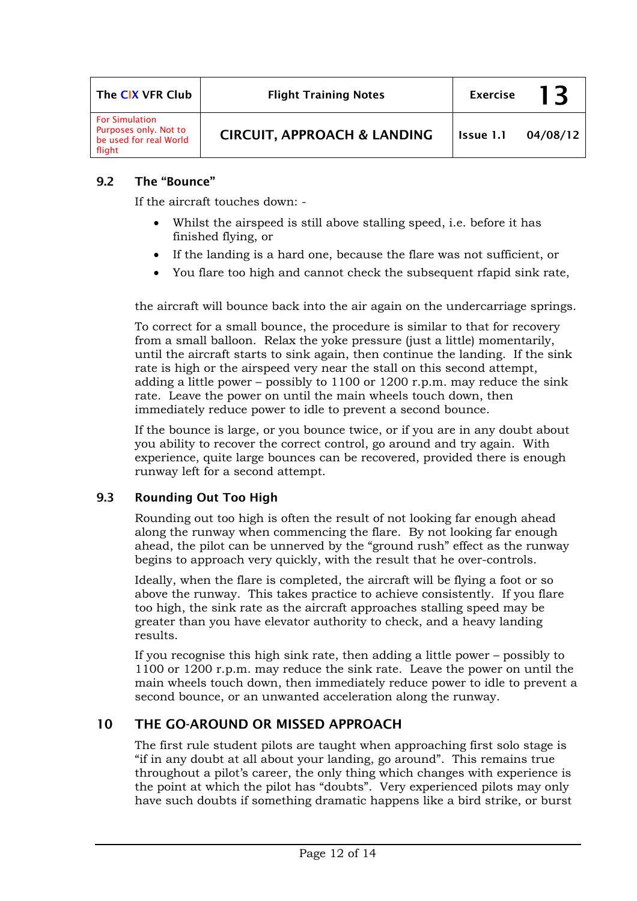### 9.2 The "Bounce"

If the aircraft touches down: -

- Whilst the airspeed is still above stalling speed, i.e. before it has finished flying, or
- If the landing is a hard one, because the flare was not sufficient, or
- You flare too high and cannot check the subsequent rfapid sink rate,

the aircraft will bounce back into the air again on the undercarriage springs.

To correct for a small bounce, the procedure is similar to that for recovery from a small balloon. Relax the yoke pressure (just a little) momentarily, until the aircraft starts to sink again, then continue the landing. If the sink rate is high or the airspeed very near the stall on this second attempt, adding a little power – possibly to 1100 or 1200 r.p.m. may reduce the sink rate. Leave the power on until the main wheels touch down, then immediately reduce power to idle to prevent a second bounce.

If the bounce is large, or you bounce twice, or if you are in any doubt about you ability to recover the correct control, go around and try again. With experience, quite large bounces can be recovered, provided there is enough runway left for a second attempt.

### 9.3 Rounding Out Too High

Rounding out too high is often the result of not looking far enough ahead along the runway when commencing the flare. By not looking far enough ahead, the pilot can be unnerved by the "ground rush" effect as the runway begins to approach very quickly, with the result that he over-controls.

Ideally, when the flare is completed, the aircraft will be flying a foot or so above the runway. This takes practice to achieve consistently. If you flare too high, the sink rate as the aircraft approaches stalling speed may be greater than you have elevator authority to check, and a heavy landing results.

If you recognise this high sink rate, then adding a little power – possibly to 1100 or 1200 r.p.m. may reduce the sink rate. Leave the power on until the main wheels touch down, then immediately reduce power to idle to prevent a second bounce, or an unwanted acceleration along the runway.

## 10 THE GO-AROUND OR MISSED APPROACH

The first rule student pilots are taught when approaching first solo stage is "if in any doubt at all about your landing, go around". This remains true throughout a pilot's career, the only thing which changes with experience is the point at which the pilot has "doubts". Very experienced pilots may only have such doubts if something dramatic happens like a bird strike, or burst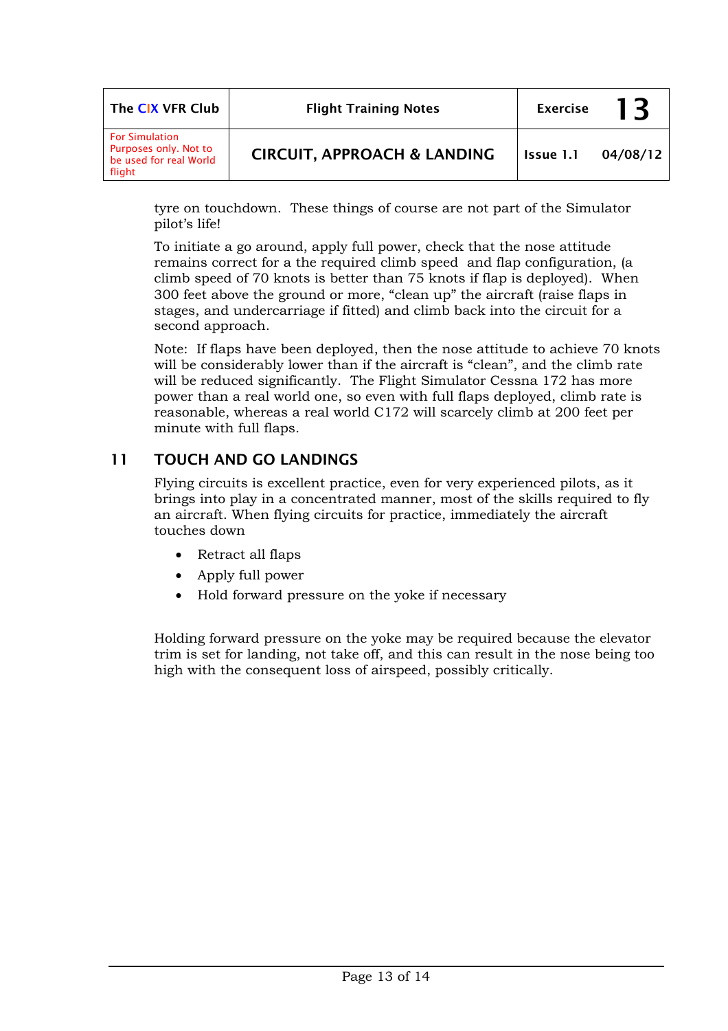tyre on touchdown. These things of course are not part of the Simulator pilot's life!

To initiate a go around, apply full power, check that the nose attitude remains correct for a the required climb speed and flap configuration, (a climb speed of 70 knots is better than 75 knots if flap is deployed). When 300 feet above the ground or more, "clean up" the aircraft (raise flaps in stages, and undercarriage if fitted) and climb back into the circuit for a second approach.

Note: If flaps have been deployed, then the nose attitude to achieve 70 knots will be considerably lower than if the aircraft is "clean", and the climb rate will be reduced significantly. The Flight Simulator Cessna 172 has more power than a real world one, so even with full flaps deployed, climb rate is reasonable, whereas a real world C172 will scarcely climb at 200 feet per minute with full flaps.

## 11 TOUCH AND GO LANDINGS

Flying circuits is excellent practice, even for very experienced pilots, as it brings into play in a concentrated manner, most of the skills required to fly an aircraft. When flying circuits for practice, immediately the aircraft touches down

- Retract all flaps
- Apply full power
- Hold forward pressure on the yoke if necessary

Holding forward pressure on the yoke may be required because the elevator trim is set for landing, not take off, and this can result in the nose being too high with the consequent loss of airspeed, possibly critically.